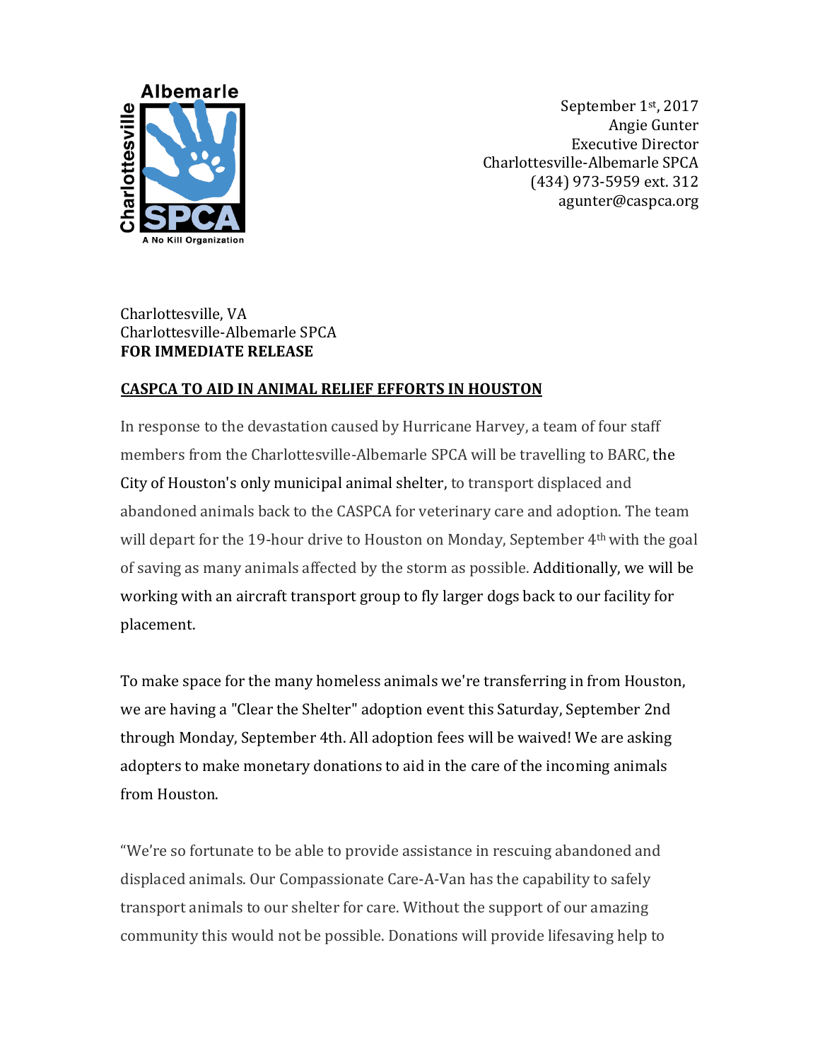Albemarle Charlottesville SPCA
A No Kill Organization

September 1st, 2017
Angie Gunter
Executive Director
Charlottesville-Albemarle SPCA
(434) 973-5959 ext. 312
agunter@caspca.org

Charlottesville, VA
Charlottesville-Albemarle SPCA
**FOR IMMEDIATE RELEASE**

**CASPCA TO AID IN ANIMAL RELIEF EFFORTS IN HOUSTON**

In response to the devastation caused by Hurricane Harvey, a team of four staff members from the Charlottesville-Albemarle SPCA will be travelling to BARC, the City of Houston's only municipal animal shelter, to transport displaced and abandoned animals back to the CASPCA for veterinary care and adoption. The team will depart for the 19-hour drive to Houston on Monday, September 4th with the goal of saving as many animals affected by the storm as possible. Additionally, we will be working with an aircraft transport group to fly larger dogs back to our facility for placement.

To make space for the many homeless animals we're transferring in from Houston, we are having a "Clear the Shelter" adoption event this Saturday, September 2nd through Monday, September 4th. All adoption fees will be waived! We are asking adopters to make monetary donations to aid in the care of the incoming animals from Houston.

"We're so fortunate to be able to provide assistance in rescuing abandoned and displaced animals. Our Compassionate Care-A-Van has the capability to safely transport animals to our shelter for care. Without the support of our amazing community this would not be possible. Donations will provide lifesaving help to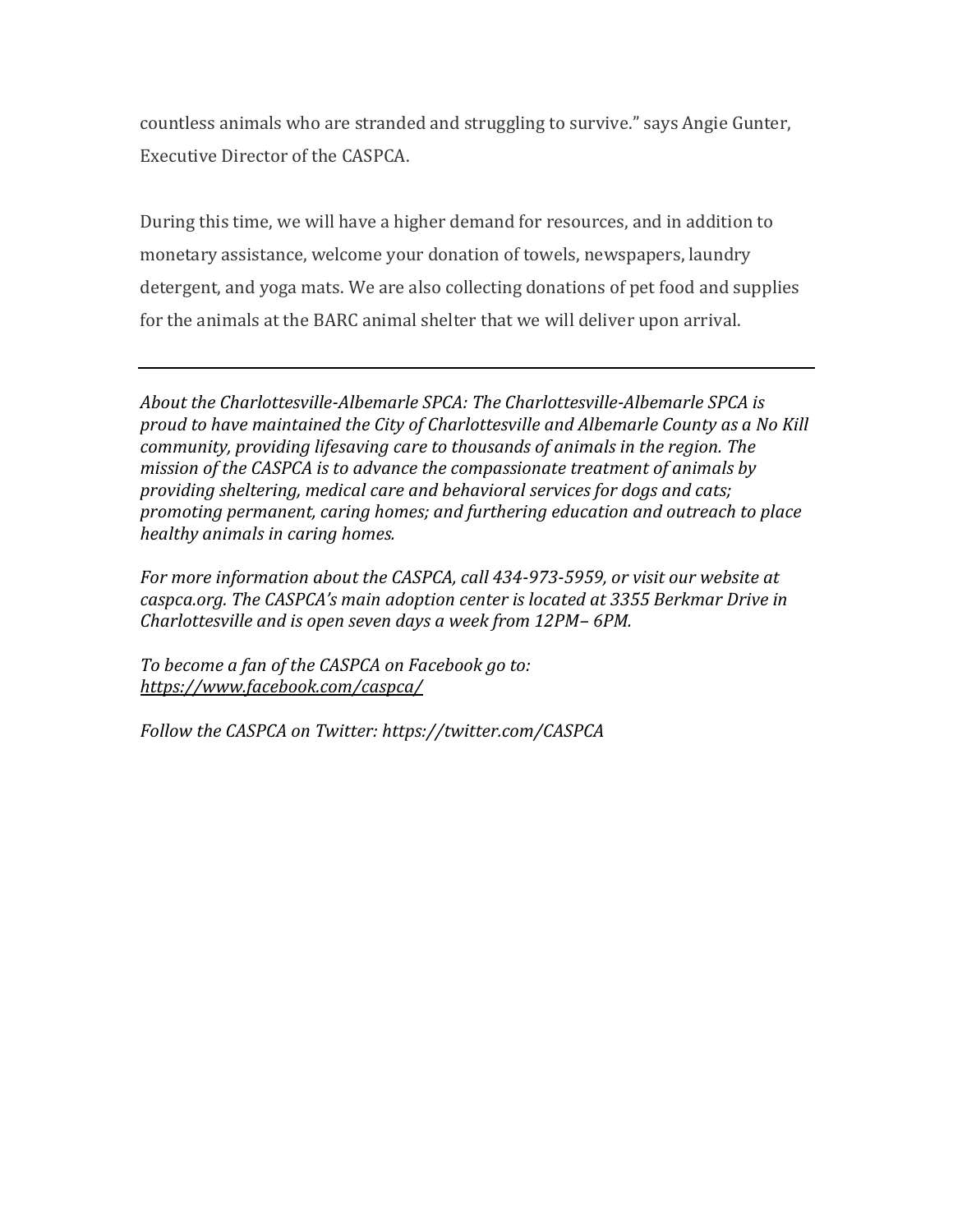countless animals who are stranded and struggling to survive." says Angie Gunter, Executive Director of the CASPCA.

During this time, we will have a higher demand for resources, and in addition to monetary assistance, welcome your donation of towels, newspapers, laundry detergent, and yoga mats. We are also collecting donations of pet food and supplies for the animals at the BARC animal shelter that we will deliver upon arrival.

---

*About the Charlottesville-Albemarle SPCA: The Charlottesville-Albemarle SPCA is proud to have maintained the City of Charlottesville and Albemarle County as a No Kill community, providing lifesaving care to thousands of animals in the region. The mission of the CASPCA is to advance the compassionate treatment of animals by providing sheltering, medical care and behavioral services for dogs and cats; promoting permanent, caring homes; and furthering education and outreach to place healthy animals in caring homes.*

*For more information about the CASPCA, call 434-973-5959, or visit our website at caspca.org. The CASPCA's main adoption center is located at 3355 Berkmar Drive in Charlottesville and is open seven days a week from 12PM– 6PM.*

*To become a fan of the CASPCA on Facebook go to: https://www.facebook.com/caspca/*

*Follow the CASPCA on Twitter: https://twitter.com/CASPCA*